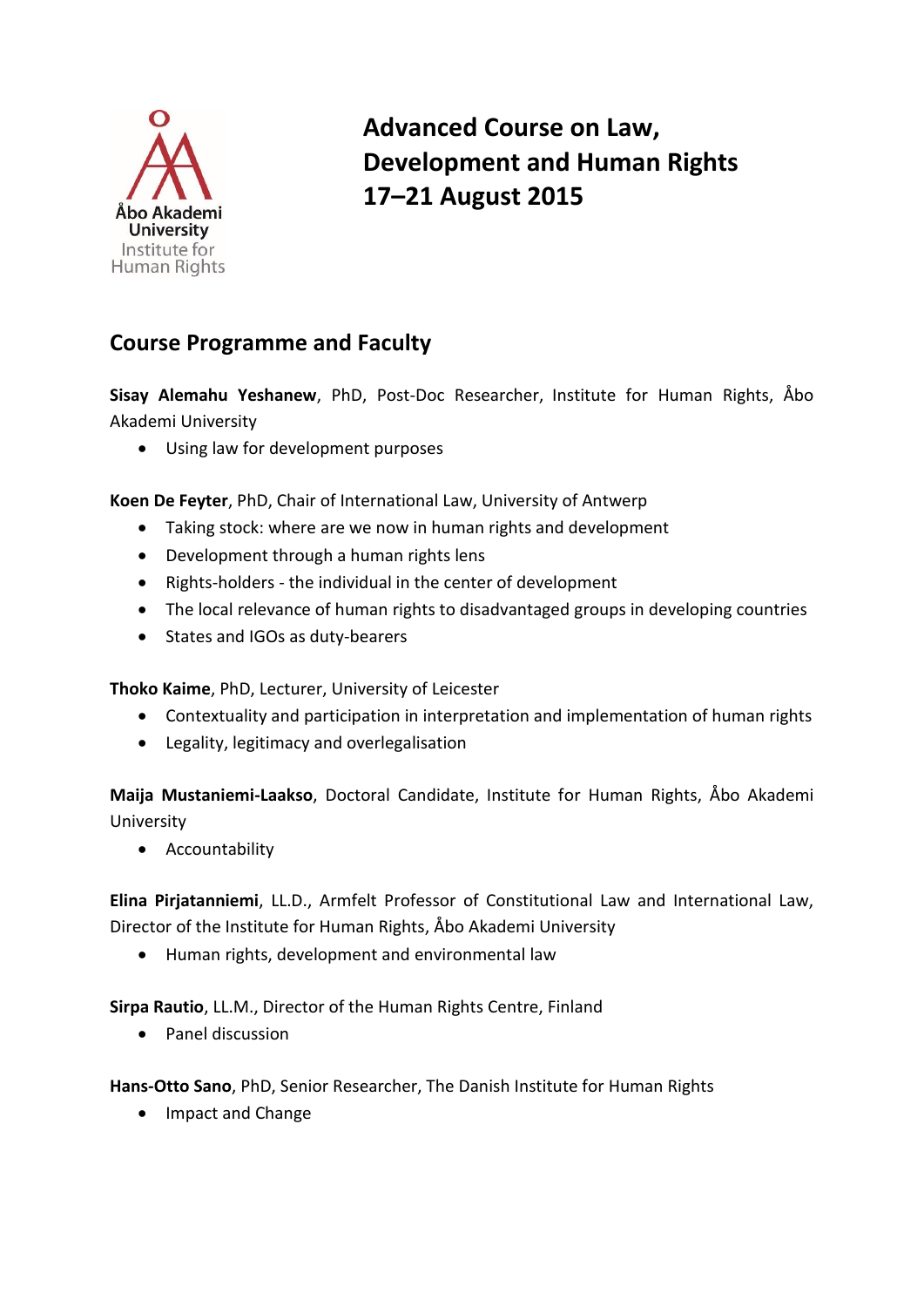Åbo Akademi University
Institute for Human Rights

# Advanced Course on Law, Development and Human Rights 17–21 August 2015

## Course Programme and Faculty

**Sisay Alemahu Yeshanew**, PhD, Post-Doc Researcher, Institute for Human Rights, Åbo Akademi University

- Using law for development purposes

**Koen De Feyter**, PhD, Chair of International Law, University of Antwerp

- Taking stock: where are we now in human rights and development
- Development through a human rights lens
- Rights-holders - the individual in the center of development
- The local relevance of human rights to disadvantaged groups in developing countries
- States and IGOs as duty-bearers

**Thoko Kaime**, PhD, Lecturer, University of Leicester

- Contextuality and participation in interpretation and implementation of human rights
- Legality, legitimacy and overlegalisation

**Maija Mustaniemi-Laakso**, Doctoral Candidate, Institute for Human Rights, Åbo Akademi University

- Accountability

**Elina Pirjatanniemi**, LL.D., Armfelt Professor of Constitutional Law and International Law, Director of the Institute for Human Rights, Åbo Akademi University

- Human rights, development and environmental law

**Sirpa Rautio**, LL.M., Director of the Human Rights Centre, Finland

- Panel discussion

**Hans-Otto Sano**, PhD, Senior Researcher, The Danish Institute for Human Rights

- Impact and Change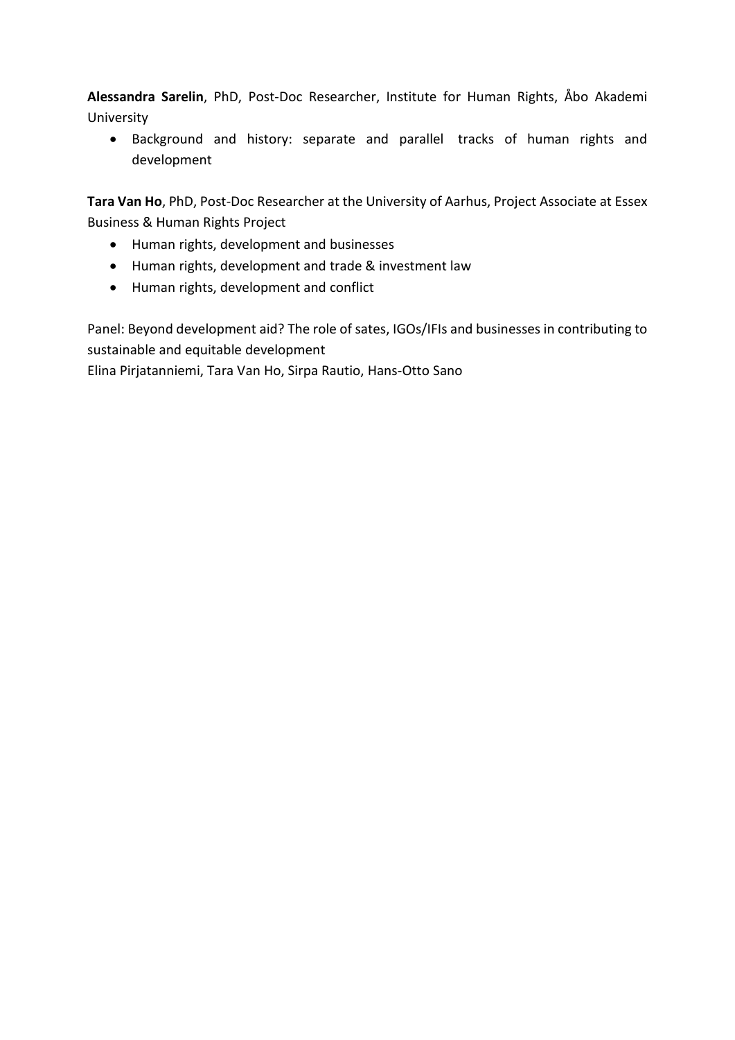**Alessandra Sarelin**, PhD, Post-Doc Researcher, Institute for Human Rights, Åbo Akademi University

- Background and history: separate and parallel tracks of human rights and development

**Tara Van Ho**, PhD, Post-Doc Researcher at the University of Aarhus, Project Associate at Essex Business & Human Rights Project

- Human rights, development and businesses
- Human rights, development and trade & investment law
- Human rights, development and conflict

Panel: Beyond development aid? The role of sates, IGOs/IFIs and businesses in contributing to sustainable and equitable development
Elina Pirjatanniemi, Tara Van Ho, Sirpa Rautio, Hans-Otto Sano